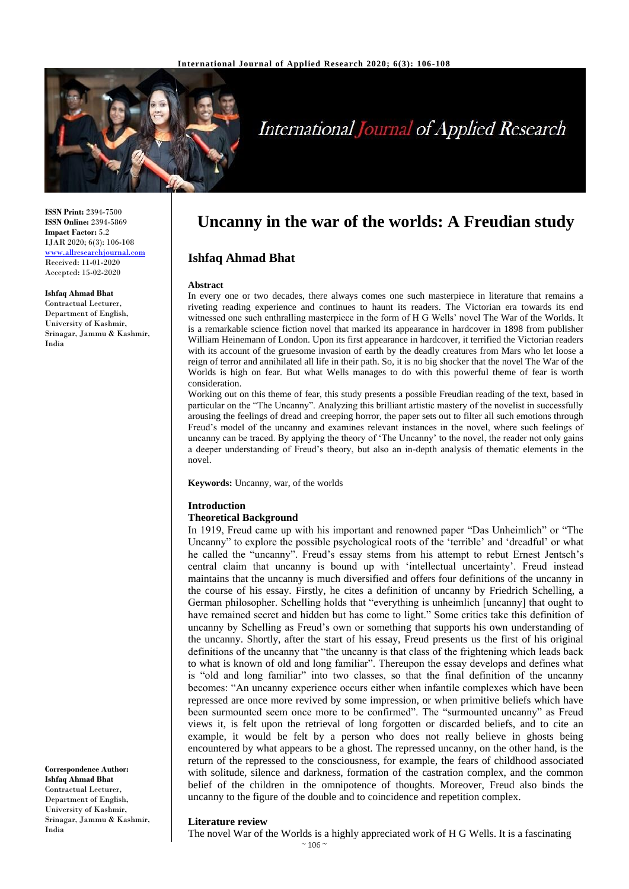# Uncanny in the war of the worlds: A Freudian study

## Ishfaq Ahmad Bhat

**ISSN Print:** 2394-7500
**ISSN Online:** 2394-5869
**Impact Factor:** 5.2
IJAR 2020; 6(3): 106-108
www.allresearchjournal.com
Received: 11-01-2020
Accepted: 15-02-2020

**Ishfaq Ahmad Bhat**
Contractual Lecturer, Department of English, University of Kashmir, Srinagar, Jammu & Kashmir, India

**Correspondence Author:**
**Ishfaq Ahmad Bhat**
Contractual Lecturer, Department of English, University of Kashmir, Srinagar, Jammu & Kashmir, India

### Abstract

In every one or two decades, there always comes one such masterpiece in literature that remains a riveting reading experience and continues to haunt its readers. The Victorian era towards its end witnessed one such enthralling masterpiece in the form of H G Wells' novel The War of the Worlds. It is a remarkable science fiction novel that marked its appearance in hardcover in 1898 from publisher William Heinemann of London. Upon its first appearance in hardcover, it terrified the Victorian readers with its account of the gruesome invasion of earth by the deadly creatures from Mars who let loose a reign of terror and annihilated all life in their path. So, it is no big shocker that the novel The War of the Worlds is high on fear. But what Wells manages to do with this powerful theme of fear is worth consideration.

Working out on this theme of fear, this study presents a possible Freudian reading of the text, based in particular on the "The Uncanny". Analyzing this brilliant artistic mastery of the novelist in successfully arousing the feelings of dread and creeping horror, the paper sets out to filter all such emotions through Freud's model of the uncanny and examines relevant instances in the novel, where such feelings of uncanny can be traced. By applying the theory of 'The Uncanny' to the novel, the reader not only gains a deeper understanding of Freud's theory, but also an in-depth analysis of thematic elements in the novel.

**Keywords:** Uncanny, war, of the worlds

### Introduction

#### Theoretical Background

In 1919, Freud came up with his important and renowned paper "Das Unheimlich" or "The Uncanny" to explore the possible psychological roots of the 'terrible' and 'dreadful' or what he called the "uncanny". Freud's essay stems from his attempt to rebut Ernest Jentsch's central claim that uncanny is bound up with 'intellectual uncertainty'. Freud instead maintains that the uncanny is much diversified and offers four definitions of the uncanny in the course of his essay. Firstly, he cites a definition of uncanny by Friedrich Schelling, a German philosopher. Schelling holds that "everything is unheimlich [uncanny] that ought to have remained secret and hidden but has come to light." Some critics take this definition of uncanny by Schelling as Freud's own or something that supports his own understanding of the uncanny. Shortly, after the start of his essay, Freud presents us the first of his original definitions of the uncanny that "the uncanny is that class of the frightening which leads back to what is known of old and long familiar". Thereupon the essay develops and defines what is "old and long familiar" into two classes, so that the final definition of the uncanny becomes: "An uncanny experience occurs either when infantile complexes which have been repressed are once more revived by some impression, or when primitive beliefs which have been surmounted seem once more to be confirmed". The "surmounted uncanny" as Freud views it, is felt upon the retrieval of long forgotten or discarded beliefs, and to cite an example, it would be felt by a person who does not really believe in ghosts being encountered by what appears to be a ghost. The repressed uncanny, on the other hand, is the return of the repressed to the consciousness, for example, the fears of childhood associated with solitude, silence and darkness, formation of the castration complex, and the common belief of the children in the omnipotence of thoughts. Moreover, Freud also binds the uncanny to the figure of the double and to coincidence and repetition complex.

### Literature review

The novel War of the Worlds is a highly appreciated work of H G Wells. It is a fascinating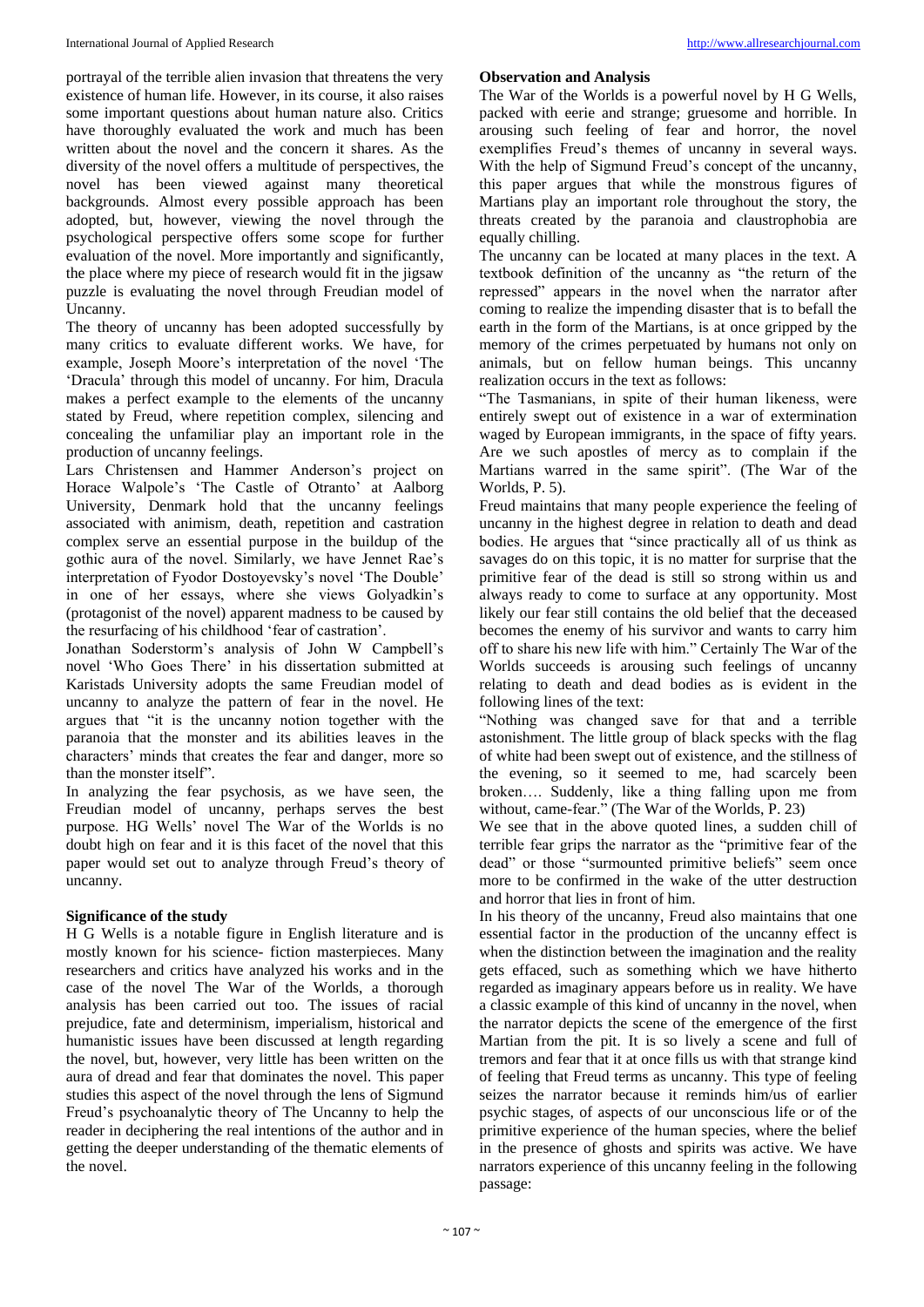portrayal of the terrible alien invasion that threatens the very existence of human life. However, in its course, it also raises some important questions about human nature also. Critics have thoroughly evaluated the work and much has been written about the novel and the concern it shares. As the diversity of the novel offers a multitude of perspectives, the novel has been viewed against many theoretical backgrounds. Almost every possible approach has been adopted, but, however, viewing the novel through the psychological perspective offers some scope for further evaluation of the novel. More importantly and significantly, the place where my piece of research would fit in the jigsaw puzzle is evaluating the novel through Freudian model of Uncanny.

The theory of uncanny has been adopted successfully by many critics to evaluate different works. We have, for example, Joseph Moore's interpretation of the novel 'The 'Dracula' through this model of uncanny. For him, Dracula makes a perfect example to the elements of the uncanny stated by Freud, where repetition complex, silencing and concealing the unfamiliar play an important role in the production of uncanny feelings.

Lars Christensen and Hammer Anderson's project on Horace Walpole's 'The Castle of Otranto' at Aalborg University, Denmark hold that the uncanny feelings associated with animism, death, repetition and castration complex serve an essential purpose in the buildup of the gothic aura of the novel. Similarly, we have Jennet Rae's interpretation of Fyodor Dostoyevsky's novel 'The Double' in one of her essays, where she views Golyadkin's (protagonist of the novel) apparent madness to be caused by the resurfacing of his childhood 'fear of castration'.

Jonathan Soderstorm's analysis of John W Campbell's novel 'Who Goes There' in his dissertation submitted at Karistads University adopts the same Freudian model of uncanny to analyze the pattern of fear in the novel. He argues that "it is the uncanny notion together with the paranoia that the monster and its abilities leaves in the characters' minds that creates the fear and danger, more so than the monster itself".

In analyzing the fear psychosis, as we have seen, the Freudian model of uncanny, perhaps serves the best purpose. HG Wells' novel The War of the Worlds is no doubt high on fear and it is this facet of the novel that this paper would set out to analyze through Freud's theory of uncanny.

**Significance of the study**

H G Wells is a notable figure in English literature and is mostly known for his science- fiction masterpieces. Many researchers and critics have analyzed his works and in the case of the novel The War of the Worlds, a thorough analysis has been carried out too. The issues of racial prejudice, fate and determinism, imperialism, historical and humanistic issues have been discussed at length regarding the novel, but, however, very little has been written on the aura of dread and fear that dominates the novel. This paper studies this aspect of the novel through the lens of Sigmund Freud's psychoanalytic theory of The Uncanny to help the reader in deciphering the real intentions of the author and in getting the deeper understanding of the thematic elements of the novel.

**Observation and Analysis**

The War of the Worlds is a powerful novel by H G Wells, packed with eerie and strange; gruesome and horrible. In arousing such feeling of fear and horror, the novel exemplifies Freud's themes of uncanny in several ways. With the help of Sigmund Freud's concept of the uncanny, this paper argues that while the monstrous figures of Martians play an important role throughout the story, the threats created by the paranoia and claustrophobia are equally chilling.

The uncanny can be located at many places in the text. A textbook definition of the uncanny as "the return of the repressed" appears in the novel when the narrator after coming to realize the impending disaster that is to befall the earth in the form of the Martians, is at once gripped by the memory of the crimes perpetuated by humans not only on animals, but on fellow human beings. This uncanny realization occurs in the text as follows:

"The Tasmanians, in spite of their human likeness, were entirely swept out of existence in a war of extermination waged by European immigrants, in the space of fifty years. Are we such apostles of mercy as to complain if the Martians warred in the same spirit". (The War of the Worlds, P. 5).

Freud maintains that many people experience the feeling of uncanny in the highest degree in relation to death and dead bodies. He argues that "since practically all of us think as savages do on this topic, it is no matter for surprise that the primitive fear of the dead is still so strong within us and always ready to come to surface at any opportunity. Most likely our fear still contains the old belief that the deceased becomes the enemy of his survivor and wants to carry him off to share his new life with him." Certainly The War of the Worlds succeeds is arousing such feelings of uncanny relating to death and dead bodies as is evident in the following lines of the text:

"Nothing was changed save for that and a terrible astonishment. The little group of black specks with the flag of white had been swept out of existence, and the stillness of the evening, so it seemed to me, had scarcely been broken…. Suddenly, like a thing falling upon me from without, came-fear." (The War of the Worlds, P. 23)

We see that in the above quoted lines, a sudden chill of terrible fear grips the narrator as the "primitive fear of the dead" or those "surmounted primitive beliefs" seem once more to be confirmed in the wake of the utter destruction and horror that lies in front of him.

In his theory of the uncanny, Freud also maintains that one essential factor in the production of the uncanny effect is when the distinction between the imagination and the reality gets effaced, such as something which we have hitherto regarded as imaginary appears before us in reality. We have a classic example of this kind of uncanny in the novel, when the narrator depicts the scene of the emergence of the first Martian from the pit. It is so lively a scene and full of tremors and fear that it at once fills us with that strange kind of feeling that Freud terms as uncanny. This type of feeling seizes the narrator because it reminds him/us of earlier psychic stages, of aspects of our unconscious life or of the primitive experience of the human species, where the belief in the presence of ghosts and spirits was active. We have narrators experience of this uncanny feeling in the following passage: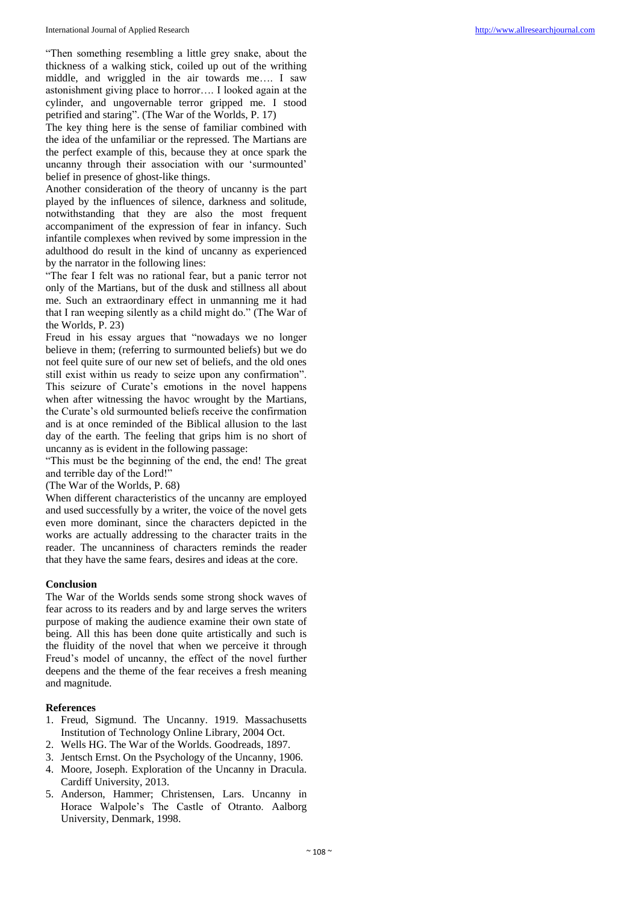"Then something resembling a little grey snake, about the thickness of a walking stick, coiled up out of the writhing middle, and wriggled in the air towards me…. I saw astonishment giving place to horror…. I looked again at the cylinder, and ungovernable terror gripped me. I stood petrified and staring". (The War of the Worlds, P. 17)

The key thing here is the sense of familiar combined with the idea of the unfamiliar or the repressed. The Martians are the perfect example of this, because they at once spark the uncanny through their association with our 'surmounted' belief in presence of ghost-like things.

Another consideration of the theory of uncanny is the part played by the influences of silence, darkness and solitude, notwithstanding that they are also the most frequent accompaniment of the expression of fear in infancy. Such infantile complexes when revived by some impression in the adulthood do result in the kind of uncanny as experienced by the narrator in the following lines:

"The fear I felt was no rational fear, but a panic terror not only of the Martians, but of the dusk and stillness all about me. Such an extraordinary effect in unmanning me it had that I ran weeping silently as a child might do." (The War of the Worlds, P. 23)

Freud in his essay argues that "nowadays we no longer believe in them; (referring to surmounted beliefs) but we do not feel quite sure of our new set of beliefs, and the old ones still exist within us ready to seize upon any confirmation". This seizure of Curate's emotions in the novel happens when after witnessing the havoc wrought by the Martians, the Curate's old surmounted beliefs receive the confirmation and is at once reminded of the Biblical allusion to the last day of the earth. The feeling that grips him is no short of uncanny as is evident in the following passage:

"This must be the beginning of the end, the end! The great and terrible day of the Lord!"

(The War of the Worlds, P. 68)

When different characteristics of the uncanny are employed and used successfully by a writer, the voice of the novel gets even more dominant, since the characters depicted in the works are actually addressing to the character traits in the reader. The uncanniness of characters reminds the reader that they have the same fears, desires and ideas at the core.

**Conclusion**

The War of the Worlds sends some strong shock waves of fear across to its readers and by and large serves the writers purpose of making the audience examine their own state of being. All this has been done quite artistically and such is the fluidity of the novel that when we perceive it through Freud's model of uncanny, the effect of the novel further deepens and the theme of the fear receives a fresh meaning and magnitude.

**References**

1. Freud, Sigmund. The Uncanny. 1919. Massachusetts Institution of Technology Online Library, 2004 Oct.
2. Wells HG. The War of the Worlds. Goodreads, 1897.
3. Jentsch Ernst. On the Psychology of the Uncanny, 1906.
4. Moore, Joseph. Exploration of the Uncanny in Dracula. Cardiff University, 2013.
5. Anderson, Hammer; Christensen, Lars. Uncanny in Horace Walpole's The Castle of Otranto. Aalborg University, Denmark, 1998.